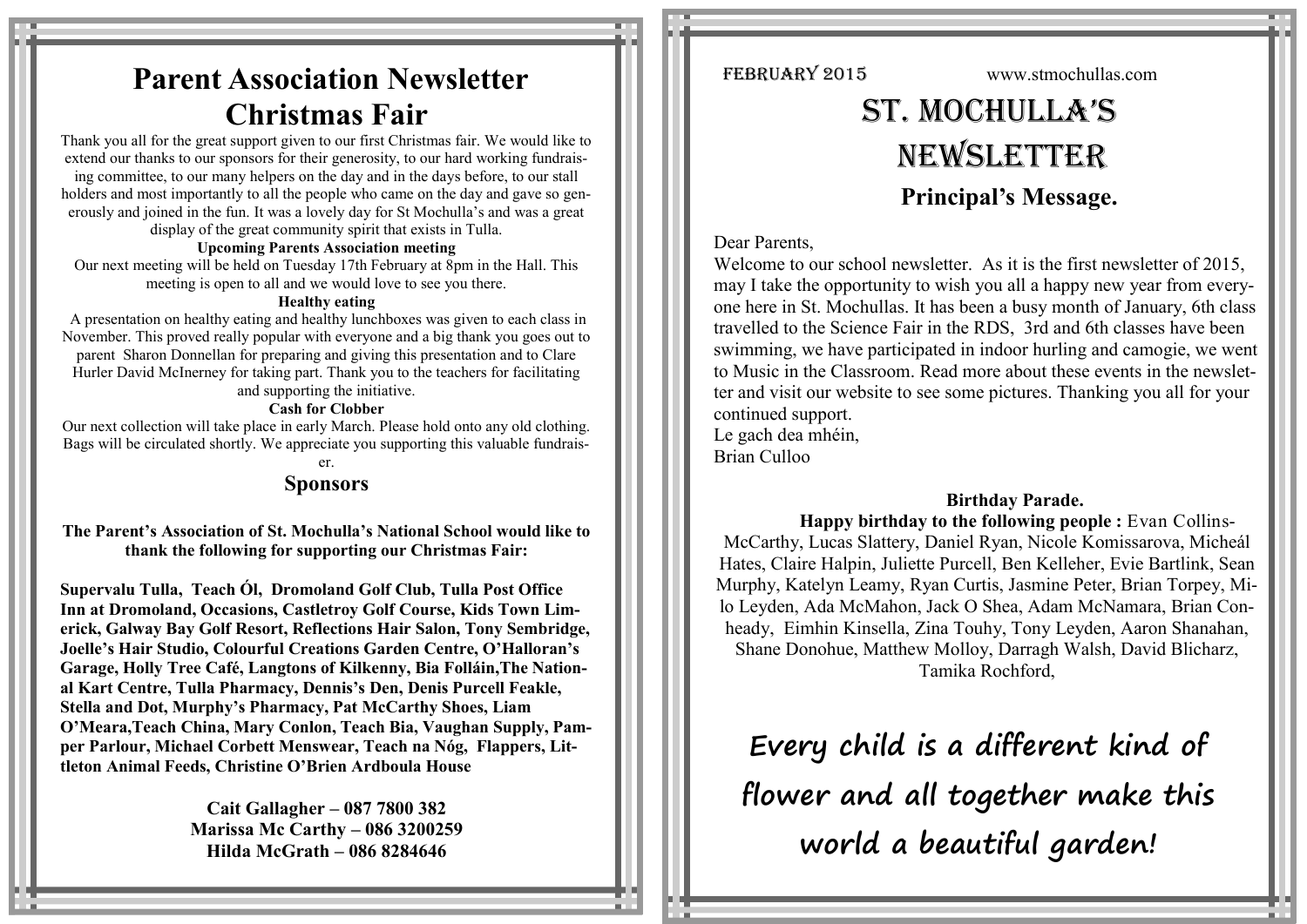# Parent Association Newsletter

# Christmas Fair

Thank you all for the great support given to our first Christmas fair. We would like to extend our thanks to our sponsors for their generosity, to our hard working fundraising committee, to our many helpers on the day and in the days before, to our stall holders and most importantly to all the people who came on the day and gave so generously and joined in the fun. It was a lovely day for St Mochulla's and was a great display of the great community spirit that exists in Tulla.

**Upcoming Parents Association meeting**

Our next meeting will be held on Tuesday 17th February at 8pm in the Hall. This meeting is open to all and we would love to see you there.

**Healthy eating**

A presentation on healthy eating and healthy lunchboxes was given to each class in November. This proved really popular with everyone and a big thank you goes out to parent Sharon Donnellan for preparing and giving this presentation and to Clare Hurler David McInerney for taking part. Thank you to the teachers for facilitating and supporting the initiative.

**Cash for Clobber**

Our next collection will take place in early March. Please hold onto any old clothing. Bags will be circulated shortly. We appreciate you supporting this valuable fundraiser.

## Sponsors

**The Parent's Association of St. Mochulla's National School would like to thank the following for supporting our Christmas Fair:**

**Supervalu Tulla, Teach Ól, Dromoland Golf Club, Tulla Post Office Inn at Dromoland, Occasions, Castletroy Golf Course, Kids Town Limerick, Galway Bay Golf Resort, Reflections Hair Salon, Tony Sembridge, Joelle's Hair Studio, Colourful Creations Garden Centre, O'Halloran's Garage, Holly Tree Café, Langtons of Kilkenny, Bia Folláin,The National Kart Centre, Tulla Pharmacy, Dennis's Den, Denis Purcell Feakle, Stella and Dot, Murphy's Pharmacy, Pat McCarthy Shoes, Liam O'Meara,Teach China, Mary Conlon, Teach Bia, Vaughan Supply, Pamper Parlour, Michael Corbett Menswear, Teach na Nóg, Flappers, Littleton Animal Feeds, Christine O'Brien Ardboula House**

**Cait Gallagher – 087 7800 382**
**Marissa Mc Carthy – 086 3200259**
**Hilda McGrath – 086 8284646**

FEBRUARY 2015 www.stmochullas.com

# St. Mochulla's Newsletter

## Principal's Message.

Dear Parents,

Welcome to our school newsletter. As it is the first newsletter of 2015, may I take the opportunity to wish you all a happy new year from everyone here in St. Mochullas. It has been a busy month of January, 6th class travelled to the Science Fair in the RDS, 3rd and 6th classes have been swimming, we have participated in indoor hurling and camogie, we went to Music in the Classroom. Read more about these events in the newsletter and visit our website to see some pictures. Thanking you all for your continued support.

Le gach dea mhéin,
Brian Culloo

**Birthday Parade.**

**Happy birthday to the following people :** Evan Collins-McCarthy, Lucas Slattery, Daniel Ryan, Nicole Komissarova, Micheál Hates, Claire Halpin, Juliette Purcell, Ben Kelleher, Evie Bartlink, Sean Murphy, Katelyn Leamy, Ryan Curtis, Jasmine Peter, Brian Torpey, Milo Leyden, Ada McMahon, Jack O Shea, Adam McNamara, Brian Conheady, Eimhin Kinsella, Zina Touhy, Tony Leyden, Aaron Shanahan, Shane Donohue, Matthew Molloy, Darragh Walsh, David Blicharz, Tamika Rochford,

**Every child is a different kind of flower and all together make this world a beautiful garden!**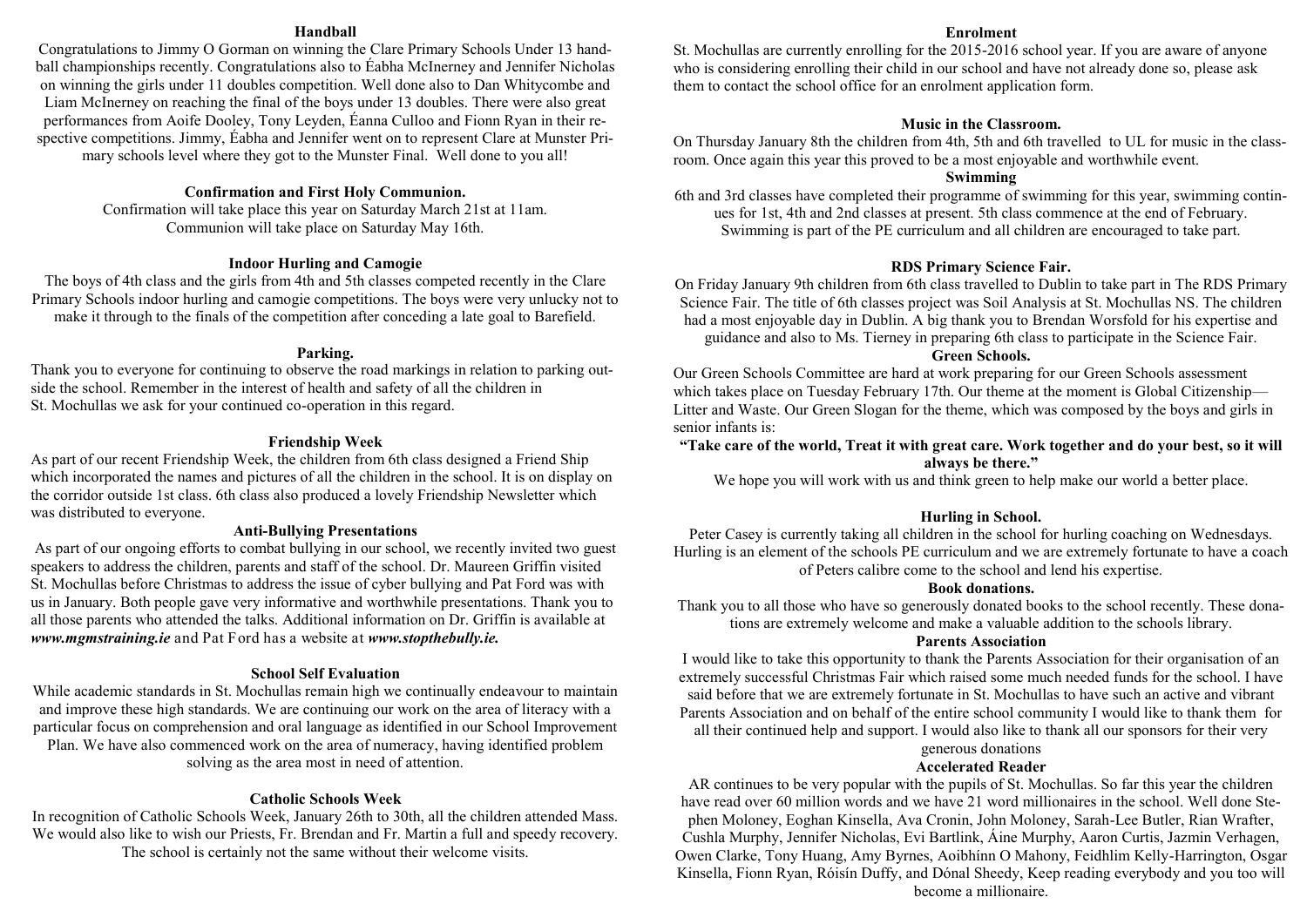### Handball

Congratulations to Jimmy O Gorman on winning the Clare Primary Schools Under 13 handball championships recently. Congratulations also to Éabha McInerney and Jennifer Nicholas on winning the girls under 11 doubles competition. Well done also to Dan Whitycombe and Liam McInerney on reaching the final of the boys under 13 doubles. There were also great performances from Aoife Dooley, Tony Leyden, Éanna Culloo and Fionn Ryan in their respective competitions. Jimmy, Éabha and Jennifer went on to represent Clare at Munster Primary schools level where they got to the Munster Final. Well done to you all!

### Confirmation and First Holy Communion.

Confirmation will take place this year on Saturday March 21st at 11am.
Communion will take place on Saturday May 16th.

### Indoor Hurling and Camogie

The boys of 4th class and the girls from 4th and 5th classes competed recently in the Clare Primary Schools indoor hurling and camogie competitions. The boys were very unlucky not to make it through to the finals of the competition after conceding a late goal to Barefield.

### Parking.

Thank you to everyone for continuing to observe the road markings in relation to parking outside the school. Remember in the interest of health and safety of all the children in St. Mochullas we ask for your continued co-operation in this regard.

### Friendship Week

As part of our recent Friendship Week, the children from 6th class designed a Friend Ship which incorporated the names and pictures of all the children in the school. It is on display on the corridor outside 1st class. 6th class also produced a lovely Friendship Newsletter which was distributed to everyone.

### Anti-Bullying Presentations

As part of our ongoing efforts to combat bullying in our school, we recently invited two guest speakers to address the children, parents and staff of the school. Dr. Maureen Griffin visited St. Mochullas before Christmas to address the issue of cyber bullying and Pat Ford was with us in January. Both people gave very informative and worthwhile presentations. Thank you to all those parents who attended the talks. Additional information on Dr. Griffin is available at ***www.mgmstraining.ie*** and Pat Ford has a website at ***www.stopthebully.ie.***

### School Self Evaluation

While academic standards in St. Mochullas remain high we continually endeavour to maintain and improve these high standards. We are continuing our work on the area of literacy with a particular focus on comprehension and oral language as identified in our School Improvement Plan. We have also commenced work on the area of numeracy, having identified problem solving as the area most in need of attention.

### Catholic Schools Week

In recognition of Catholic Schools Week, January 26th to 30th, all the children attended Mass. We would also like to wish our Priests, Fr. Brendan and Fr. Martin a full and speedy recovery. The school is certainly not the same without their welcome visits.

### Enrolment

St. Mochullas are currently enrolling for the 2015-2016 school year. If you are aware of anyone who is considering enrolling their child in our school and have not already done so, please ask them to contact the school office for an enrolment application form.

### Music in the Classroom.

On Thursday January 8th the children from 4th, 5th and 6th travelled to UL for music in the classroom. Once again this year this proved to be a most enjoyable and worthwhile event.

### Swimming

6th and 3rd classes have completed their programme of swimming for this year, swimming continues for 1st, 4th and 2nd classes at present. 5th class commence at the end of February. Swimming is part of the PE curriculum and all children are encouraged to take part.

### RDS Primary Science Fair.

On Friday January 9th children from 6th class travelled to Dublin to take part in The RDS Primary Science Fair. The title of 6th classes project was Soil Analysis at St. Mochullas NS. The children had a most enjoyable day in Dublin. A big thank you to Brendan Worsfold for his expertise and guidance and also to Ms. Tierney in preparing 6th class to participate in the Science Fair.

### Green Schools.

Our Green Schools Committee are hard at work preparing for our Green Schools assessment which takes place on Tuesday February 17th. Our theme at the moment is Global Citizenship— Litter and Waste. Our Green Slogan for the theme, which was composed by the boys and girls in senior infants is:

**"Take care of the world, Treat it with great care. Work together and do your best, so it will always be there."**

We hope you will work with us and think green to help make our world a better place.

### Hurling in School.

Peter Casey is currently taking all children in the school for hurling coaching on Wednesdays. Hurling is an element of the schools PE curriculum and we are extremely fortunate to have a coach of Peters calibre come to the school and lend his expertise.

### Book donations.

Thank you to all those who have so generously donated books to the school recently. These donations are extremely welcome and make a valuable addition to the schools library.

### Parents Association

I would like to take this opportunity to thank the Parents Association for their organisation of an extremely successful Christmas Fair which raised some much needed funds for the school. I have said before that we are extremely fortunate in St. Mochullas to have such an active and vibrant Parents Association and on behalf of the entire school community I would like to thank them for all their continued help and support. I would also like to thank all our sponsors for their very generous donations

### Accelerated Reader

AR continues to be very popular with the pupils of St. Mochullas. So far this year the children have read over 60 million words and we have 21 word millionaires in the school. Well done Stephen Moloney, Eoghan Kinsella, Ava Cronin, John Moloney, Sarah-Lee Butler, Rian Wrafter, Cushla Murphy, Jennifer Nicholas, Evi Bartlink, Áine Murphy, Aaron Curtis, Jazmin Verhagen, Owen Clarke, Tony Huang, Amy Byrnes, Aoibhínn O Mahony, Feidhlim Kelly-Harrington, Osgar Kinsella, Fionn Ryan, Róisín Duffy, and Dónal Sheedy, Keep reading everybody and you too will become a millionaire.